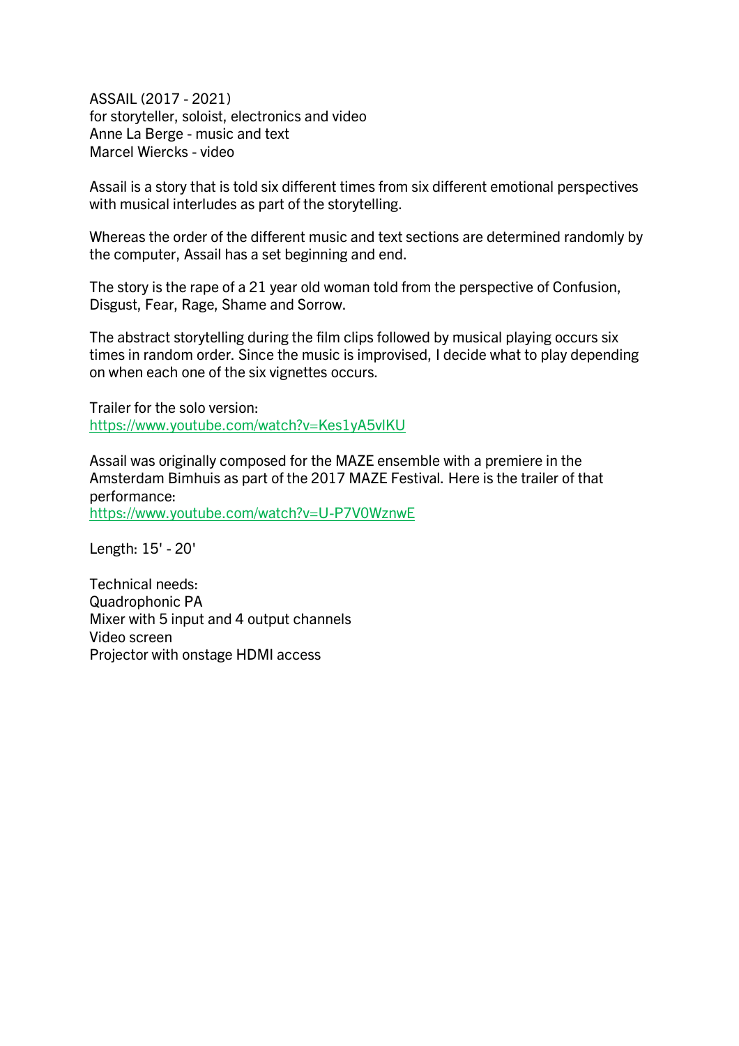ASSAIL (2017 - 2021)
for storyteller, soloist, electronics and video
Anne La Berge - music and text
Marcel Wiercks - video

Assail is a story that is told six different times from six different emotional perspectives with musical interludes as part of the storytelling.

Whereas the order of the different music and text sections are determined randomly by the computer, Assail has a set beginning and end.

The story is the rape of a 21 year old woman told from the perspective of Confusion, Disgust, Fear, Rage, Shame and Sorrow.

The abstract storytelling during the film clips followed by musical playing occurs six times in random order. Since the music is improvised, I decide what to play depending on when each one of the six vignettes occurs.

Trailer for the solo version:
https://www.youtube.com/watch?v=Kes1yA5vlKU

Assail was originally composed for the MAZE ensemble with a premiere in the Amsterdam Bimhuis as part of the 2017 MAZE Festival. Here is the trailer of that performance:
https://www.youtube.com/watch?v=U-P7V0WznwE

Length: 15' - 20'

Technical needs:
Quadrophonic PA
Mixer with 5 input and 4 output channels
Video screen
Projector with onstage HDMI access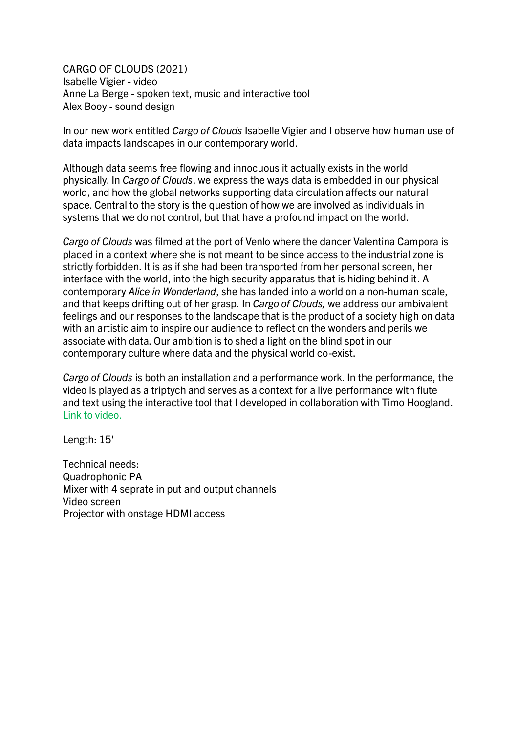CARGO OF CLOUDS (2021)
Isabelle Vigier - video
Anne La Berge - spoken text, music and interactive tool
Alex Booy - sound design

In our new work entitled *Cargo of Clouds* Isabelle Vigier and I observe how human use of data impacts landscapes in our contemporary world.

Although data seems free flowing and innocuous it actually exists in the world physically. In *Cargo of Clouds*, we express the ways data is embedded in our physical world, and how the global networks supporting data circulation affects our natural space. Central to the story is the question of how we are involved as individuals in systems that we do not control, but that have a profound impact on the world.

*Cargo of Clouds* was filmed at the port of Venlo where the dancer Valentina Campora is placed in a context where she is not meant to be since access to the industrial zone is strictly forbidden. It is as if she had been transported from her personal screen, her interface with the world, into the high security apparatus that is hiding behind it. A contemporary *Alice in Wonderland*, she has landed into a world on a non-human scale, and that keeps drifting out of her grasp. In *Cargo of Clouds,* we address our ambivalent feelings and our responses to the landscape that is the product of a society high on data with an artistic aim to inspire our audience to reflect on the wonders and perils we associate with data. Our ambition is to shed a light on the blind spot in our contemporary culture where data and the physical world co-exist.

*Cargo of Clouds* is both an installation and a performance work. In the performance, the video is played as a triptych and serves as a context for a live performance with flute and text using the interactive tool that I developed in collaboration with Timo Hoogland. [Link to video.]

Length: 15'

Technical needs:
Quadrophonic PA
Mixer with 4 seprate in put and output channels
Video screen
Projector with onstage HDMI access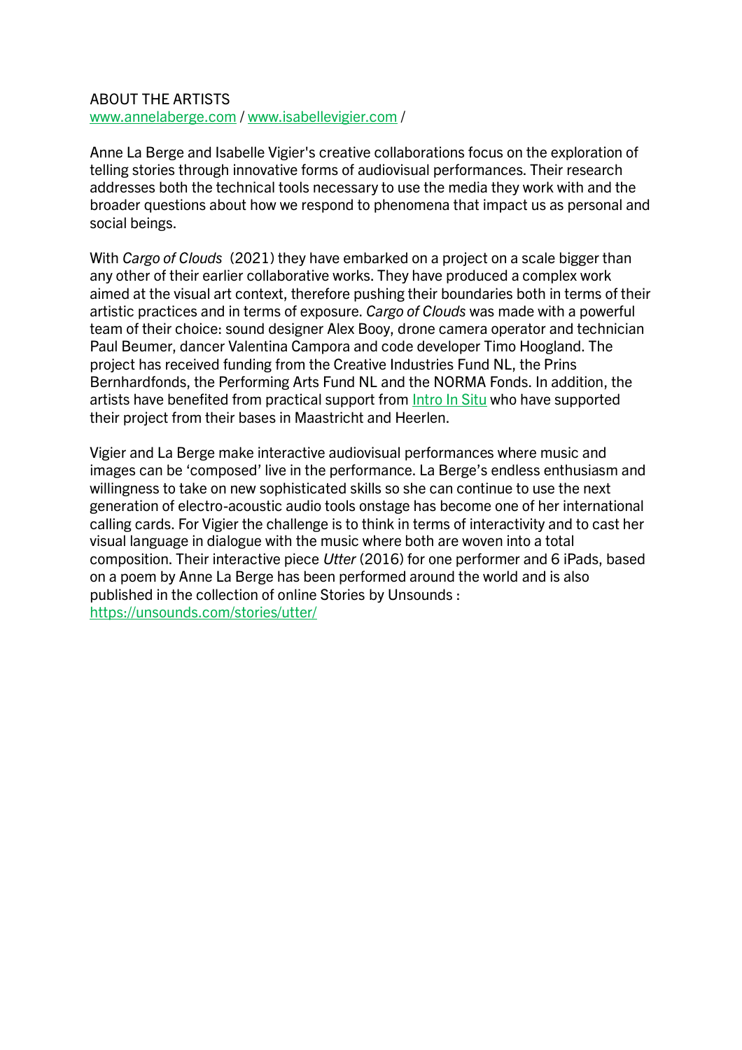ABOUT THE ARTISTS

[www.annelaberge.com](http://www.annelaberge.com) / [www.isabellevigier.com](http://www.isabellevigier.com) /

Anne La Berge and Isabelle Vigier's creative collaborations focus on the exploration of telling stories through innovative forms of audiovisual performances. Their research addresses both the technical tools necessary to use the media they work with and the broader questions about how we respond to phenomena that impact us as personal and social beings.

With *Cargo of Clouds* (2021) they have embarked on a project on a scale bigger than any other of their earlier collaborative works. They have produced a complex work aimed at the visual art context, therefore pushing their boundaries both in terms of their artistic practices and in terms of exposure. *Cargo of Clouds* was made with a powerful team of their choice: sound designer Alex Booy, drone camera operator and technician Paul Beumer, dancer Valentina Campora and code developer Timo Hoogland. The project has received funding from the Creative Industries Fund NL, the Prins Bernhardfonds, the Performing Arts Fund NL and the NORMA Fonds. In addition, the artists have benefited from practical support from Intro In Situ who have supported their project from their bases in Maastricht and Heerlen.

Vigier and La Berge make interactive audiovisual performances where music and images can be 'composed' live in the performance. La Berge's endless enthusiasm and willingness to take on new sophisticated skills so she can continue to use the next generation of electro-acoustic audio tools onstage has become one of her international calling cards. For Vigier the challenge is to think in terms of interactivity and to cast her visual language in dialogue with the music where both are woven into a total composition. Their interactive piece *Utter* (2016) for one performer and 6 iPads, based on a poem by Anne La Berge has been performed around the world and is also published in the collection of online Stories by Unsounds :
https://unsounds.com/stories/utter/